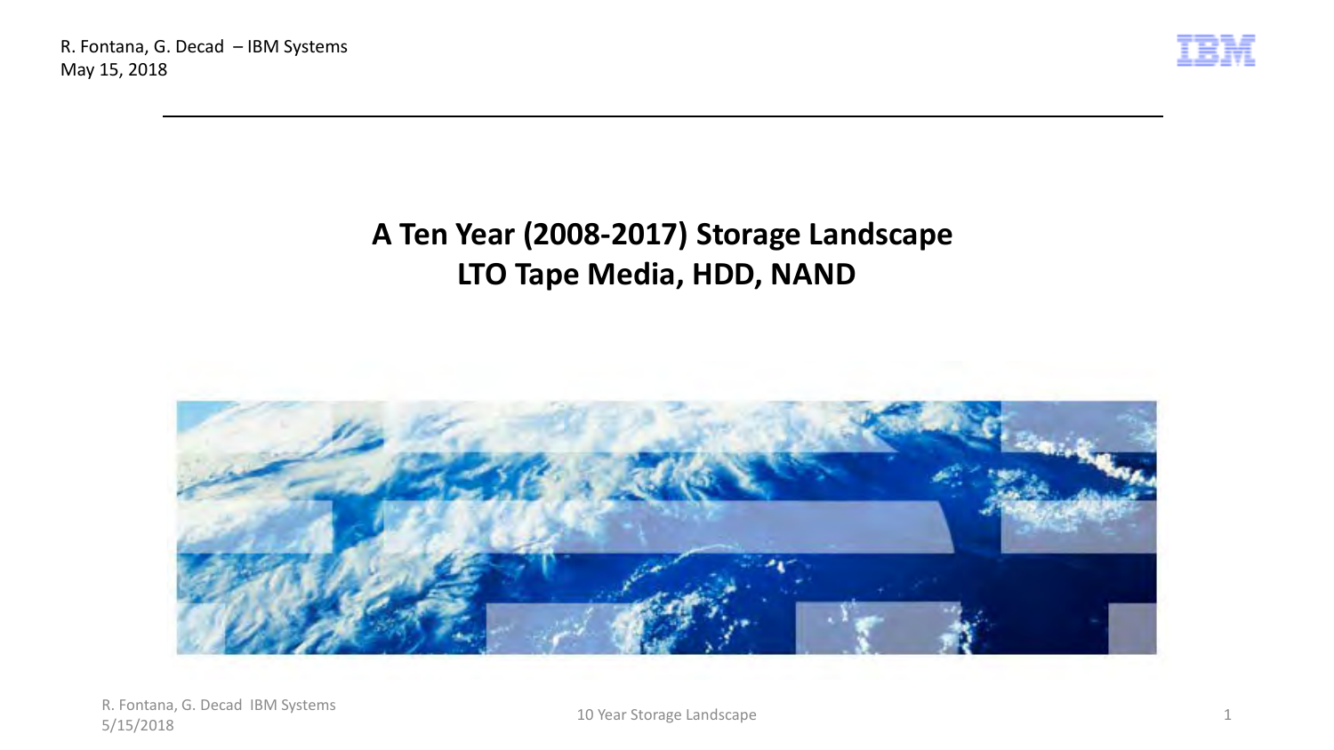R. Fontana, G. Decad – IBM Systems
May 15, 2018

# A Ten Year (2008-2017) Storage Landscape
# LTO Tape Media, HDD, NAND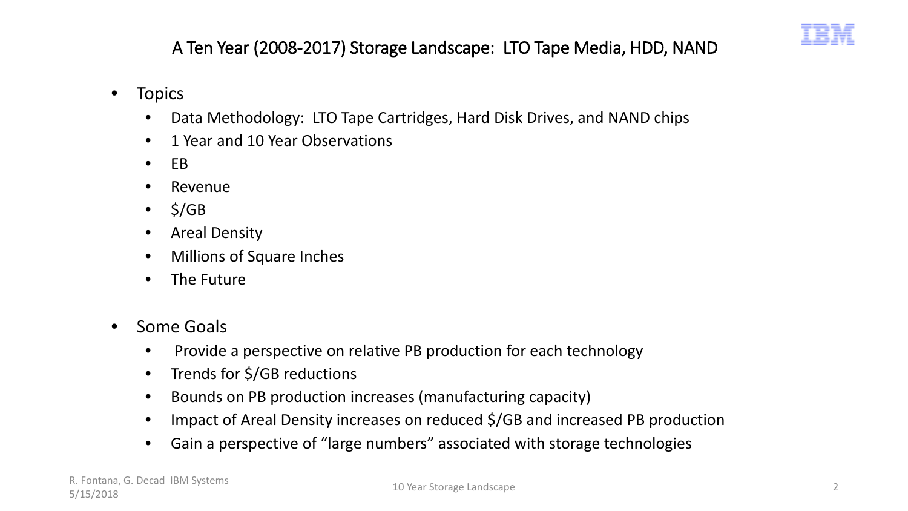# A Ten Year (2008-2017) Storage Landscape: LTO Tape Media, HDD, NAND

- Topics
  - Data Methodology: LTO Tape Cartridges, Hard Disk Drives, and NAND chips
  - 1 Year and 10 Year Observations
  - EB
  - Revenue
  - $/GB
  - Areal Density
  - Millions of Square Inches
  - The Future

- Some Goals
  - Provide a perspective on relative PB production for each technology
  - Trends for $/GB reductions
  - Bounds on PB production increases (manufacturing capacity)
  - Impact of Areal Density increases on reduced $/GB and increased PB production
  - Gain a perspective of "large numbers" associated with storage technologies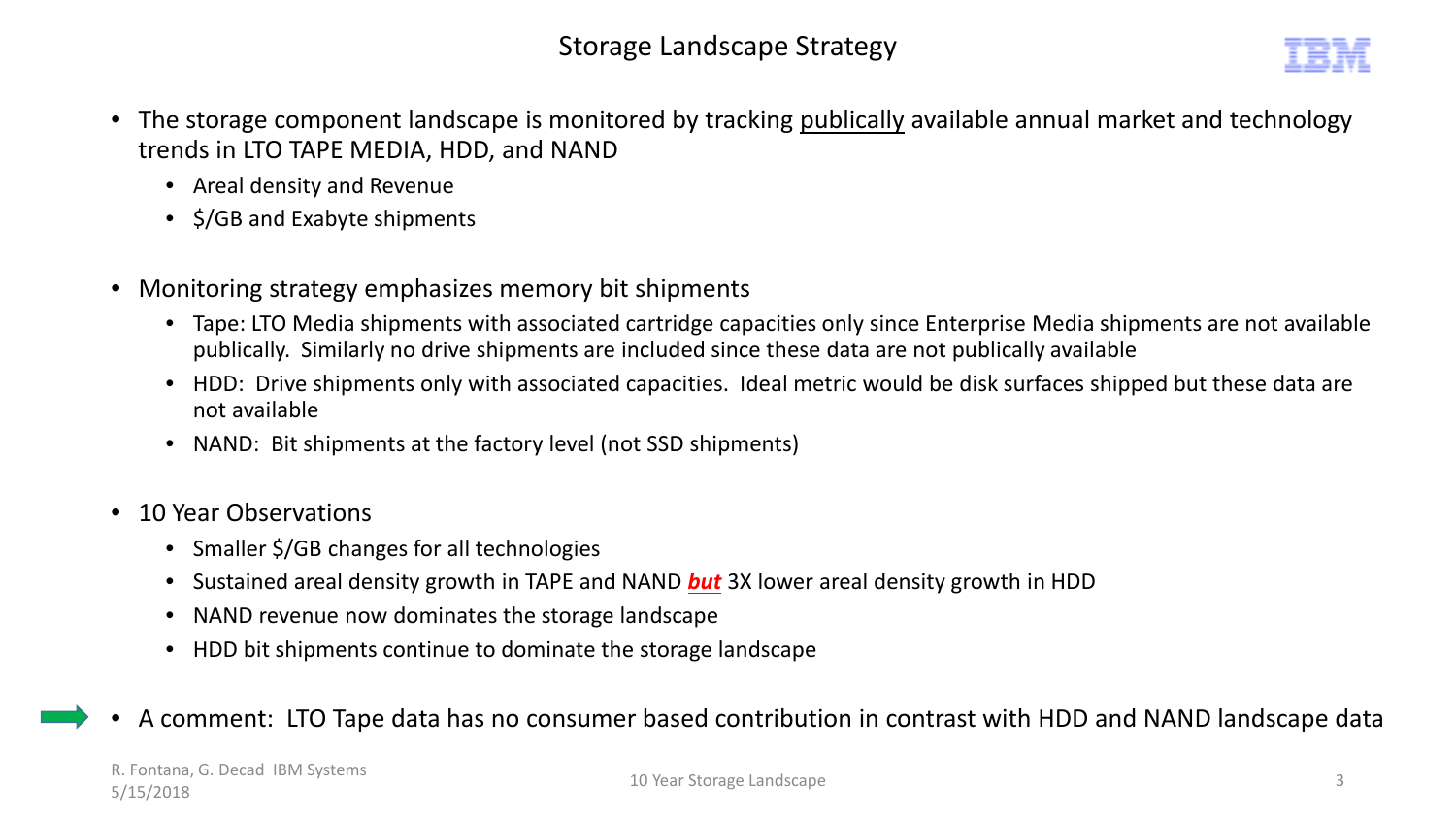# Storage Landscape Strategy

- The storage component landscape is monitored by tracking publically available annual market and technology trends in LTO TAPE MEDIA, HDD, and NAND
  - Areal density and Revenue
  - $/GB and Exabyte shipments

- Monitoring strategy emphasizes memory bit shipments
  - Tape: LTO Media shipments with associated cartridge capacities only since Enterprise Media shipments are not available publically. Similarly no drive shipments are included since these data are not publically available
  - HDD: Drive shipments only with associated capacities. Ideal metric would be disk surfaces shipped but these data are not available
  - NAND: Bit shipments at the factory level (not SSD shipments)

- 10 Year Observations
  - Smaller $/GB changes for all technologies
  - Sustained areal density growth in TAPE and NAND ***but*** 3X lower areal density growth in HDD
  - NAND revenue now dominates the storage landscape
  - HDD bit shipments continue to dominate the storage landscape

- A comment: LTO Tape data has no consumer based contribution in contrast with HDD and NAND landscape data

R. Fontana, G. Decad IBM Systems
5/15/2018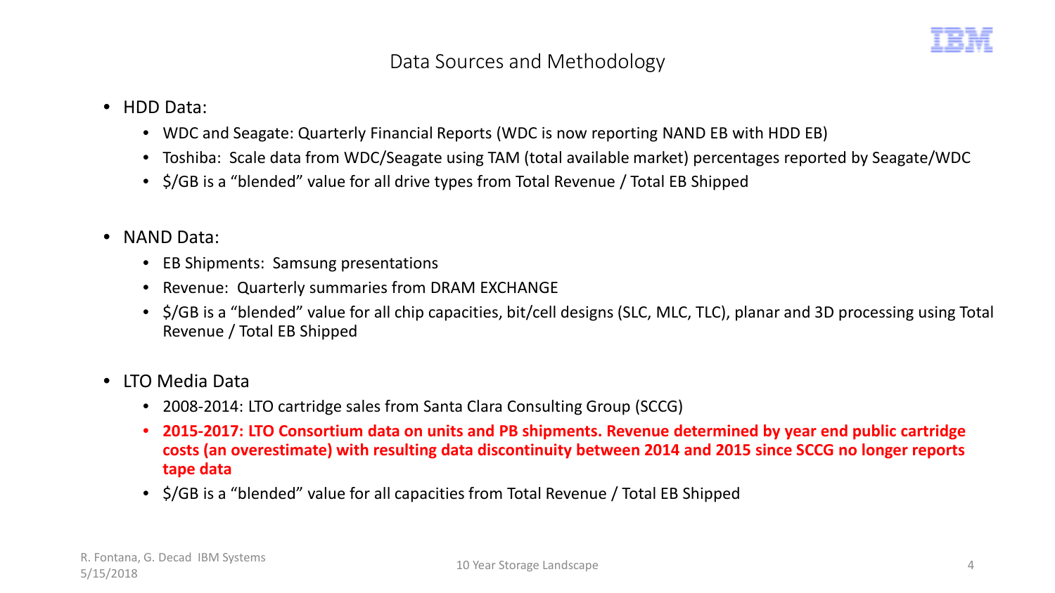# Data Sources and Methodology

- HDD Data:
  - WDC and Seagate: Quarterly Financial Reports (WDC is now reporting NAND EB with HDD EB)
  - Toshiba: Scale data from WDC/Seagate using TAM (total available market) percentages reported by Seagate/WDC
  - $/GB is a "blended" value for all drive types from Total Revenue / Total EB Shipped

- NAND Data:
  - EB Shipments: Samsung presentations
  - Revenue: Quarterly summaries from DRAM EXCHANGE
  - $/GB is a "blended" value for all chip capacities, bit/cell designs (SLC, MLC, TLC), planar and 3D processing using Total Revenue / Total EB Shipped

- LTO Media Data
  - 2008-2014: LTO cartridge sales from Santa Clara Consulting Group (SCCG)
  - **2015-2017: LTO Consortium data on units and PB shipments. Revenue determined by year end public cartridge costs (an overestimate) with resulting data discontinuity between 2014 and 2015 since SCCG no longer reports tape data**
  - $/GB is a "blended" value for all capacities from Total Revenue / Total EB Shipped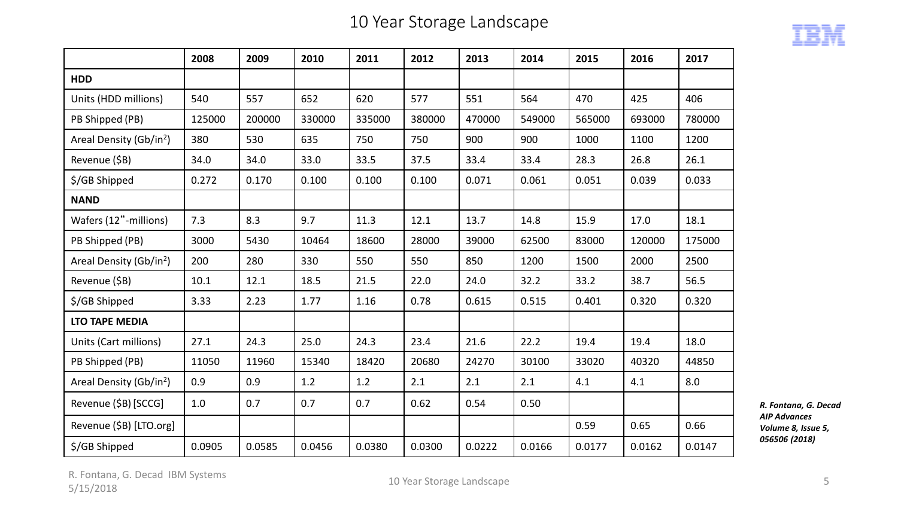# 10 Year Storage Landscape

| | 2008 | 2009 | 2010 | 2011 | 2012 | 2013 | 2014 | 2015 | 2016 | 2017 |
|---|---|---|---|---|---|---|---|---|---|---|
| **HDD** | | | | | | | | | | |
| Units (HDD millions) | 540 | 557 | 652 | 620 | 577 | 551 | 564 | 470 | 425 | 406 |
| PB Shipped (PB) | 125000 | 200000 | 330000 | 335000 | 380000 | 470000 | 549000 | 565000 | 693000 | 780000 |
| Areal Density (Gb/in$^2$) | 380 | 530 | 635 | 750 | 750 | 900 | 900 | 1000 | 1100 | 1200 |
| Revenue ($B) | 34.0 | 34.0 | 33.0 | 33.5 | 37.5 | 33.4 | 33.4 | 28.3 | 26.8 | 26.1 |
| $/GB Shipped | 0.272 | 0.170 | 0.100 | 0.100 | 0.100 | 0.071 | 0.061 | 0.051 | 0.039 | 0.033 |
| **NAND** | | | | | | | | | | |
| Wafers (12"-millions) | 7.3 | 8.3 | 9.7 | 11.3 | 12.1 | 13.7 | 14.8 | 15.9 | 17.0 | 18.1 |
| PB Shipped (PB) | 3000 | 5430 | 10464 | 18600 | 28000 | 39000 | 62500 | 83000 | 120000 | 175000 |
| Areal Density (Gb/in$^2$) | 200 | 280 | 330 | 550 | 550 | 850 | 1200 | 1500 | 2000 | 2500 |
| Revenue ($B) | 10.1 | 12.1 | 18.5 | 21.5 | 22.0 | 24.0 | 32.2 | 33.2 | 38.7 | 56.5 |
| $/GB Shipped | 3.33 | 2.23 | 1.77 | 1.16 | 0.78 | 0.615 | 0.515 | 0.401 | 0.320 | 0.320 |
| **LTO TAPE MEDIA** | | | | | | | | | | |
| Units (Cart millions) | 27.1 | 24.3 | 25.0 | 24.3 | 23.4 | 21.6 | 22.2 | 19.4 | 19.4 | 18.0 |
| PB Shipped (PB) | 11050 | 11960 | 15340 | 18420 | 20680 | 24270 | 30100 | 33020 | 40320 | 44850 |
| Areal Density (Gb/in$^2$) | 0.9 | 0.9 | 1.2 | 1.2 | 2.1 | 2.1 | 2.1 | 4.1 | 4.1 | 8.0 |
| Revenue ($B) [SCCG] | 1.0 | 0.7 | 0.7 | 0.7 | 0.62 | 0.54 | 0.50 | | | |
| Revenue ($B) [LTO.org] | | | | | | | | 0.59 | 0.65 | 0.66 |
| $/GB Shipped | 0.0905 | 0.0585 | 0.0456 | 0.0380 | 0.0300 | 0.0222 | 0.0166 | 0.0177 | 0.0162 | 0.0147 |

***R. Fontana, G. Decad AIP Advances Volume 8, Issue 5, 056506 (2018)***

R. Fontana, G. Decad IBM Systems
5/15/2018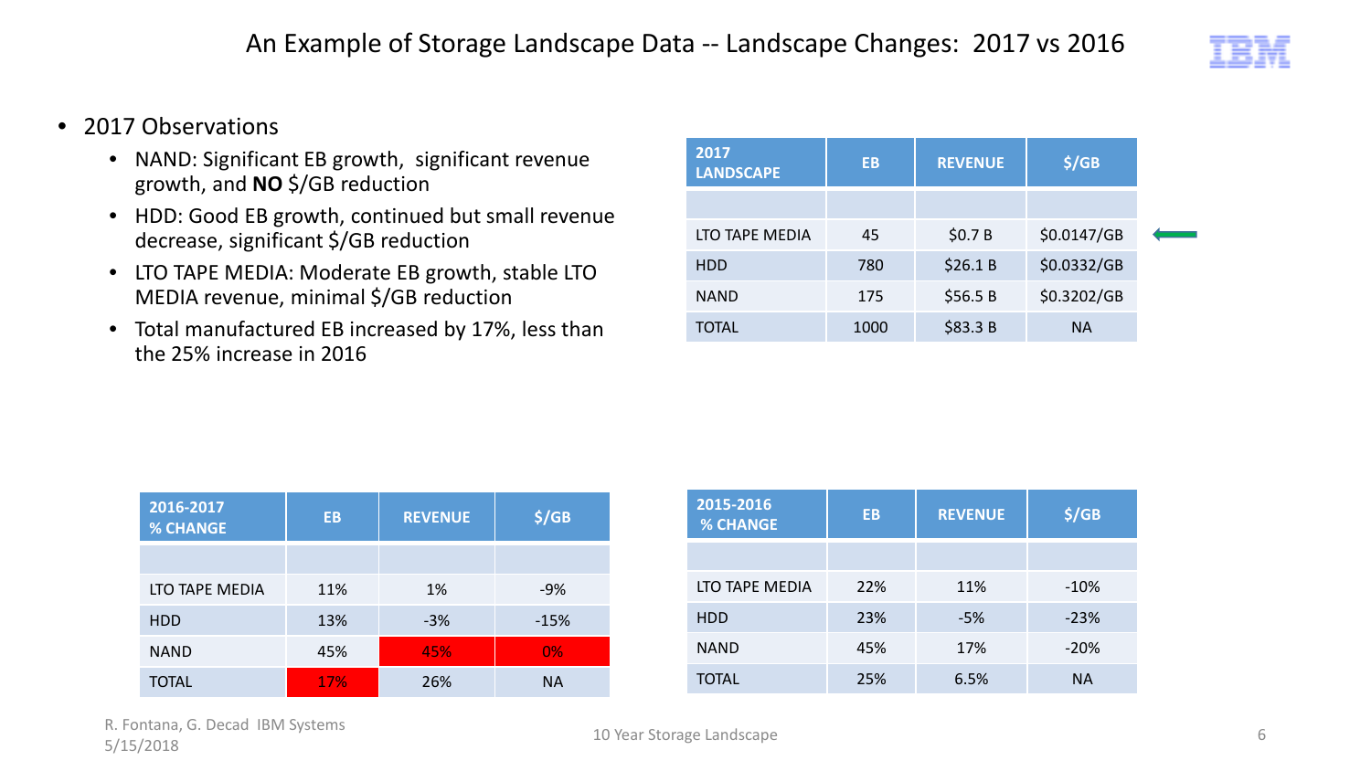# An Example of Storage Landscape Data -- Landscape Changes: 2017 vs 2016

- 2017 Observations
  - NAND: Significant EB growth, significant revenue growth, and **NO** $/GB reduction
  - HDD: Good EB growth, continued but small revenue decrease, significant $/GB reduction
  - LTO TAPE MEDIA: Moderate EB growth, stable LTO MEDIA revenue, minimal $/GB reduction
  - Total manufactured EB increased by 17%, less than the 25% increase in 2016

| 2017 LANDSCAPE | EB | REVENUE | $/GB |
|---|---|---|---|
| | | | |
| LTO TAPE MEDIA | 45 | $0.7 B | $0.0147/GB |
| HDD | 780 | $26.1 B | $0.0332/GB |
| NAND | 175 | $56.5 B | $0.3202/GB |
| TOTAL | 1000 | $83.3 B | NA |

| 2016-2017 % CHANGE | EB | REVENUE | $/GB |
|---|---|---|---|
| | | | |
| LTO TAPE MEDIA | 11% | 1% | -9% |
| HDD | 13% | -3% | -15% |
| NAND | 45% | 45% | 0% |
| TOTAL | 17% | 26% | NA |

| 2015-2016 % CHANGE | EB | REVENUE | $/GB |
|---|---|---|---|
| | | | |
| LTO TAPE MEDIA | 22% | 11% | -10% |
| HDD | 23% | -5% | -23% |
| NAND | 45% | 17% | -20% |
| TOTAL | 25% | 6.5% | NA |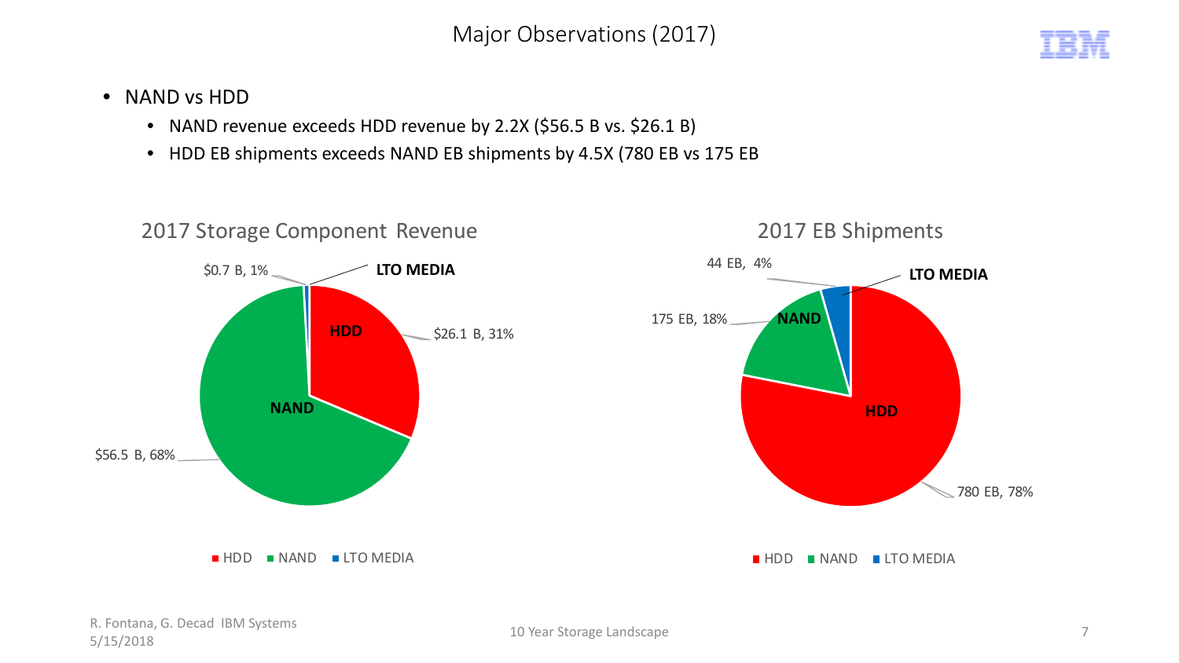# Major Observations (2017)

- NAND vs HDD
  - NAND revenue exceeds HDD revenue by 2.2X ($56.5 B vs. $26.1 B)
  - HDD EB shipments exceeds NAND EB shipments by 4.5X (780 EB vs 175 EB

## 2017 Storage Component Revenue

| Component | Revenue | Share |
|---|---|---|
| HDD | $26.1 B | 31% |
| NAND | $56.5 B | 68% |
| LTO MEDIA | $0.7 B | 1% |

## 2017 EB Shipments

| Component | Shipments | Share |
|---|---|---|
| HDD | 780 EB | 78% |
| NAND | 175 EB | 18% |
| LTO MEDIA | 44 EB | 4% |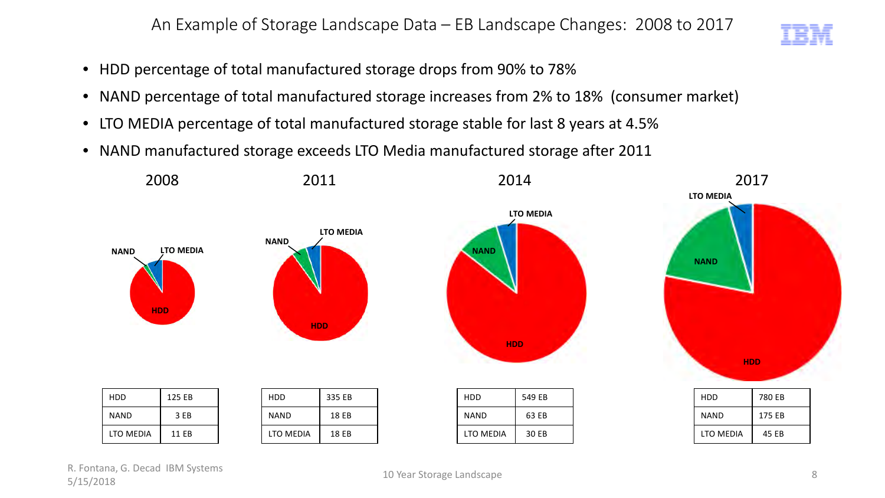# An Example of Storage Landscape Data – EB Landscape Changes: 2008 to 2017

- HDD percentage of total manufactured storage drops from 90% to 78%
- NAND percentage of total manufactured storage increases from 2% to 18% (consumer market)
- LTO MEDIA percentage of total manufactured storage stable for last 8 years at 4.5%
- NAND manufactured storage exceeds LTO Media manufactured storage after 2011

**2008**

| HDD | 125 EB |
|---|---|
| NAND | 3 EB |
| LTO MEDIA | 11 EB |

**2011**

| HDD | 335 EB |
|---|---|
| NAND | 18 EB |
| LTO MEDIA | 18 EB |

**2014**

| HDD | 549 EB |
|---|---|
| NAND | 63 EB |
| LTO MEDIA | 30 EB |

**2017**

| HDD | 780 EB |
|---|---|
| NAND | 175 EB |
| LTO MEDIA | 45 EB |

R. Fontana, G. Decad IBM Systems
5/15/2018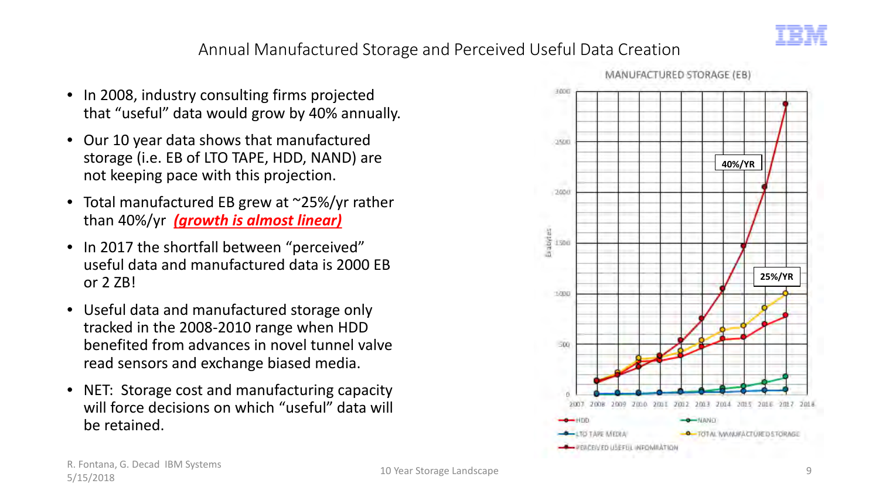# Annual Manufactured Storage and Perceived Useful Data Creation

- In 2008, industry consulting firms projected that “useful” data would grow by 40% annually.
- Our 10 year data shows that manufactured storage (i.e. EB of LTO TAPE, HDD, NAND) are not keeping pace with this projection.
- Total manufactured EB grew at ~25%/yr rather than 40%/yr ***(growth is almost linear)***
- In 2017 the shortfall between “perceived” useful data and manufactured data is 2000 EB or 2 ZB!
- Useful data and manufactured storage only tracked in the 2008-2010 range when HDD benefited from advances in novel tunnel valve read sensors and exchange biased media.
- NET: Storage cost and manufacturing capacity will force decisions on which “useful” data will be retained.

MANUFACTURED STORAGE (EB)

40%/YR

25%/YR

HDD, NAND, LTO TAPE MEDIA, TOTAL MANUFACTURED STORAGE, PERCEIVED USEFUL INFORMATION

R. Fontana, G. Decad IBM Systems
5/15/2018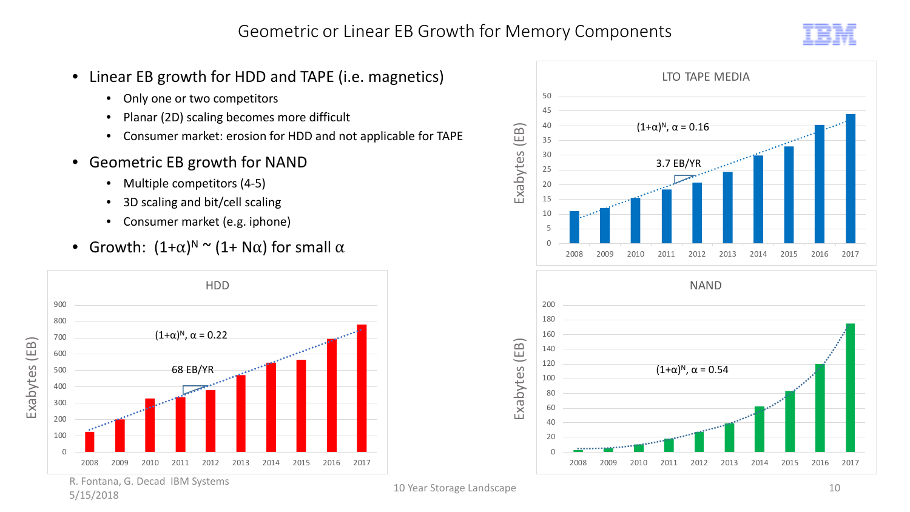# Geometric or Linear EB Growth for Memory Components

- Linear EB growth for HDD and TAPE (i.e. magnetics)
  - Only one or two competitors
  - Planar (2D) scaling becomes more difficult
  - Consumer market: erosion for HDD and not applicable for TAPE
- Geometric EB growth for NAND
  - Multiple competitors (4-5)
  - 3D scaling and bit/cell scaling
  - Consumer market (e.g. iphone)
- Growth: $(1+\alpha)^N \sim (1+ N\alpha)$ for small $\alpha$

**LTO TAPE MEDIA**

$(1+\alpha)^N$, $\alpha = 0.16$

3.7 EB/YR

Exabytes (EB)

**HDD**

$(1+\alpha)^N$, $\alpha = 0.22$

68 EB/YR

Exabytes (EB)

**NAND**

$(1+\alpha)^N$, $\alpha = 0.54$

Exabytes (EB)

R. Fontana, G. Decad IBM Systems
5/15/2018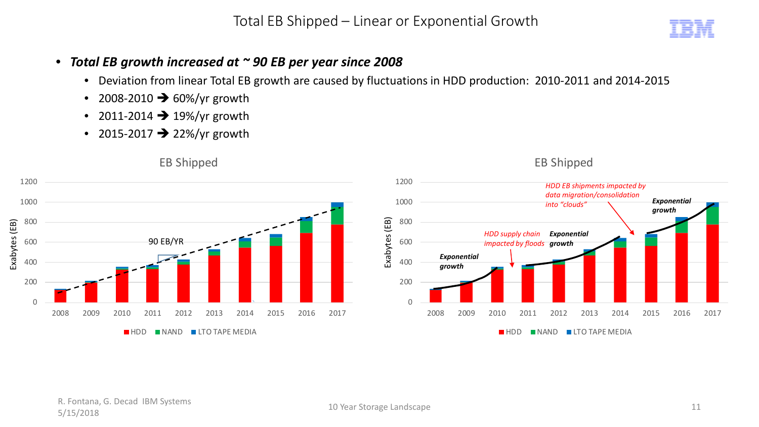# Total EB Shipped – Linear or Exponential Growth

- ***Total EB growth increased at ~ 90 EB per year since 2008***
  - Deviation from linear Total EB growth are caused by fluctuations in HDD production: 2010-2011 and 2014-2015
  - 2008-2010 ➔ 60%/yr growth
  - 2011-2014 ➔ 19%/yr growth
  - 2015-2017 ➔ 22%/yr growth

EB Shipped

Exabytes (EB): 0, 200, 400, 600, 800, 1000, 1200

2008, 2009, 2010, 2011, 2012, 2013, 2014, 2015, 2016, 2017

90 EB/YR

HDD NAND LTO TAPE MEDIA

EB Shipped

Exabytes (EB): 0, 200, 400, 600, 800, 1000, 1200

2008, 2009, 2010, 2011, 2012, 2013, 2014, 2015, 2016, 2017

*Exponential growth*

*HDD supply chain impacted by floods*

*Exponential growth*

*HDD EB shipments impacted by data migration/consolidation into "clouds"*

*Exponential growth*

HDD NAND LTO TAPE MEDIA

R. Fontana, G. Decad IBM Systems
5/15/2018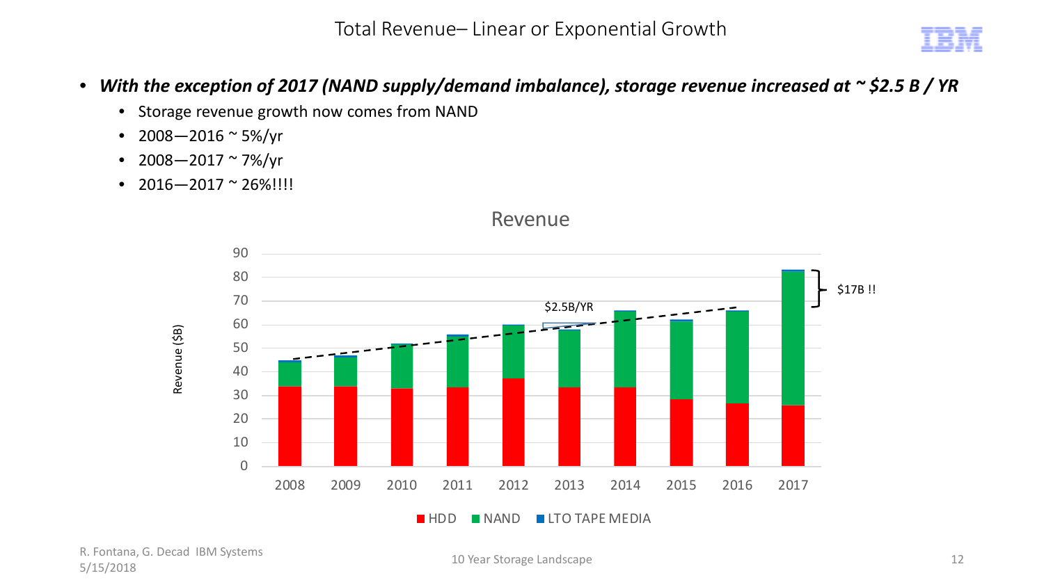# Total Revenue– Linear or Exponential Growth

- ***With the exception of 2017 (NAND supply/demand imbalance), storage revenue increased at ~ $2.5 B / YR***
  - Storage revenue growth now comes from NAND
  - 2008—2016 ~ 5%/yr
  - 2008—2017 ~ 7%/yr
  - 2016—2017 ~ 26%!!!!

Revenue

Revenue ($B)

$2.5B/YR

$17B !!

HDD | NAND | LTO TAPE MEDIA

R. Fontana, G. Decad IBM Systems
5/15/2018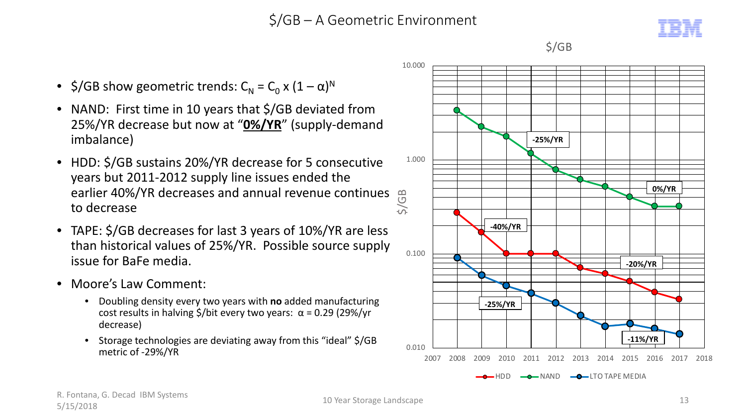# $/GB – A Geometric Environment

- $/GB show geometric trends: $C_N = C_0 \times (1 - \alpha)^N$
- NAND: First time in 10 years that $/GB deviated from 25%/YR decrease but now at "**0%/YR**" (supply-demand imbalance)
- HDD: $/GB sustains 20%/YR decrease for 5 consecutive years but 2011-2012 supply line issues ended the earlier 40%/YR decreases and annual revenue continues to decrease
- TAPE: $/GB decreases for last 3 years of 10%/YR are less than historical values of 25%/YR. Possible source supply issue for BaFe media.
- Moore's Law Comment:
  - Doubling density every two years with **no** added manufacturing cost results in halving $/bit every two years: $\alpha = 0.29$ (29%/yr decrease)
  - Storage technologies are deviating away from this "ideal" $/GB metric of -29%/YR

$/GB

Chart (log scale, $/GB from 0.010 to 10.000, years 2007–2018): HDD, NAND, LTO TAPE MEDIA. Annotations: NAND -25%/YR, 0%/YR; HDD -40%/YR, -20%/YR; LTO TAPE MEDIA -25%/YR, -11%/YR.

R. Fontana, G. Decad IBM Systems
5/15/2018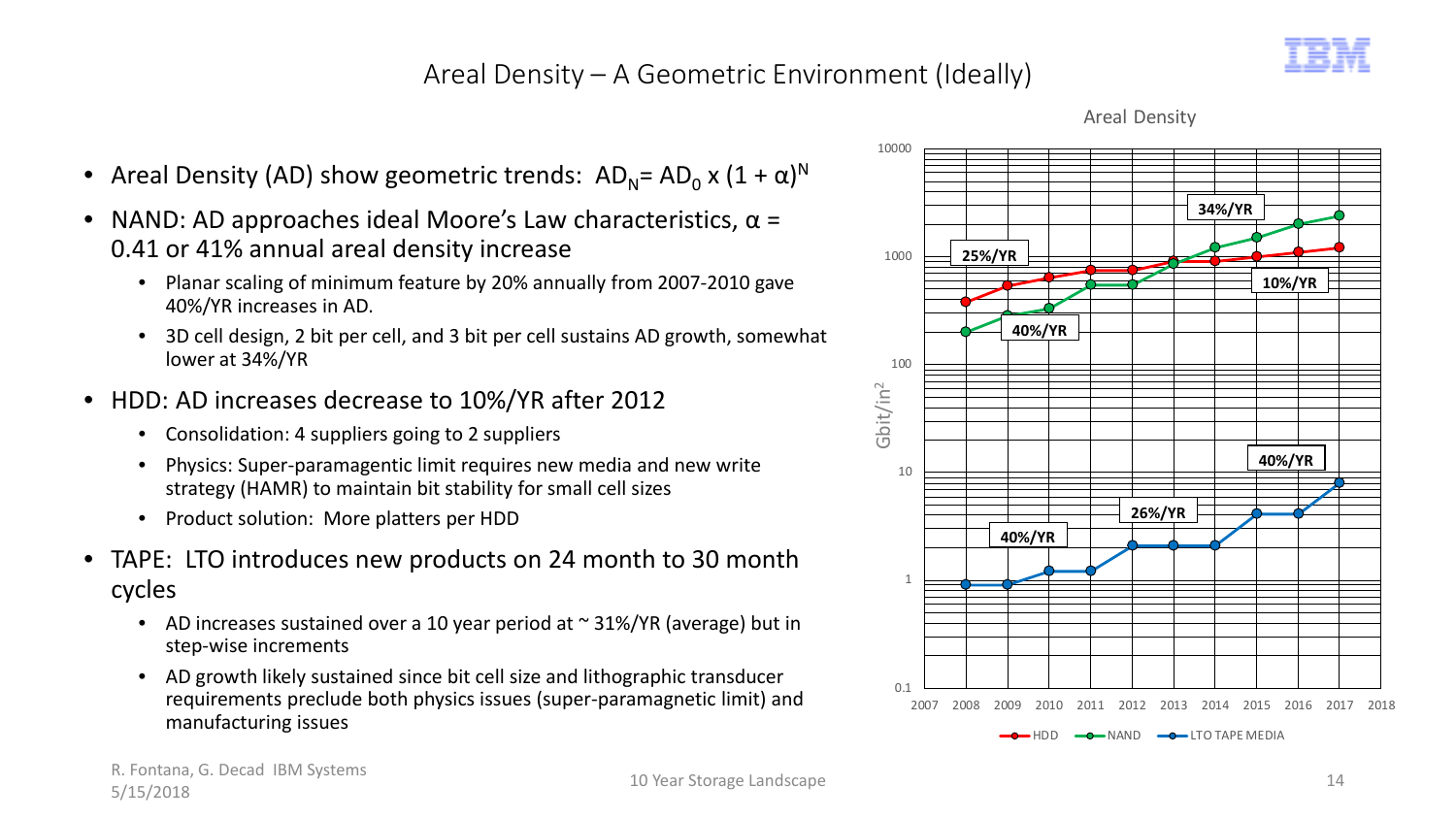# Areal Density – A Geometric Environment (Ideally)

- Areal Density (AD) show geometric trends: $AD_N = AD_0 \times (1 + \alpha)^N$
- NAND: AD approaches ideal Moore's Law characteristics, $\alpha$ = 0.41 or 41% annual areal density increase
  - Planar scaling of minimum feature by 20% annually from 2007-2010 gave 40%/YR increases in AD.
  - 3D cell design, 2 bit per cell, and 3 bit per cell sustains AD growth, somewhat lower at 34%/YR
- HDD: AD increases decrease to 10%/YR after 2012
  - Consolidation: 4 suppliers going to 2 suppliers
  - Physics: Super-paramagentic limit requires new media and new write strategy (HAMR) to maintain bit stability for small cell sizes
  - Product solution: More platters per HDD
- TAPE: LTO introduces new products on 24 month to 30 month cycles
  - AD increases sustained over a 10 year period at ~ 31%/YR (average) but in step-wise increments
  - AD growth likely sustained since bit cell size and lithographic transducer requirements preclude both physics issues (super-paramagnetic limit) and manufacturing issues

Areal Density

Gbit/in²

25%/YR, 34%/YR, 10%/YR, 40%/YR, 40%/YR, 26%/YR, 40%/YR

HDD — NAND — LTO TAPE MEDIA

R. Fontana, G. Decad IBM Systems
5/15/2018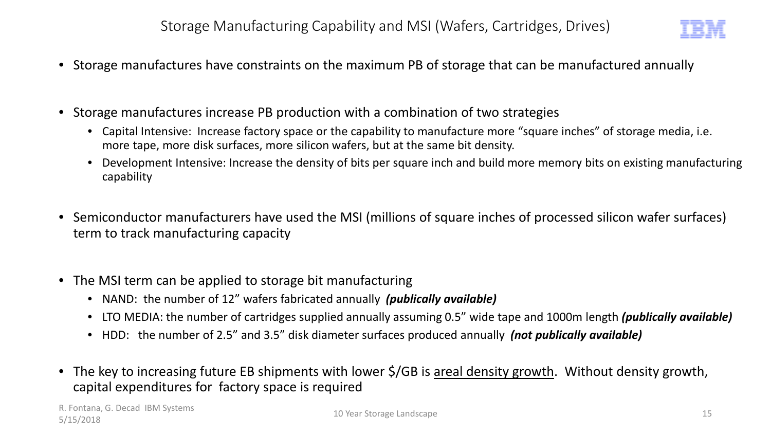# Storage Manufacturing Capability and MSI (Wafers, Cartridges, Drives)

- Storage manufactures have constraints on the maximum PB of storage that can be manufactured annually

- Storage manufactures increase PB production with a combination of two strategies
  - Capital Intensive: Increase factory space or the capability to manufacture more "square inches" of storage media, i.e. more tape, more disk surfaces, more silicon wafers, but at the same bit density.
  - Development Intensive: Increase the density of bits per square inch and build more memory bits on existing manufacturing capability

- Semiconductor manufacturers have used the MSI (millions of square inches of processed silicon wafer surfaces) term to track manufacturing capacity

- The MSI term can be applied to storage bit manufacturing
  - NAND: the number of 12" wafers fabricated annually ***(publically available)***
  - LTO MEDIA: the number of cartridges supplied annually assuming 0.5" wide tape and 1000m length ***(publically available)***
  - HDD: the number of 2.5" and 3.5" disk diameter surfaces produced annually ***(not publically available)***

- The key to increasing future EB shipments with lower $/GB is <u>areal density growth</u>. Without density growth, capital expenditures for factory space is required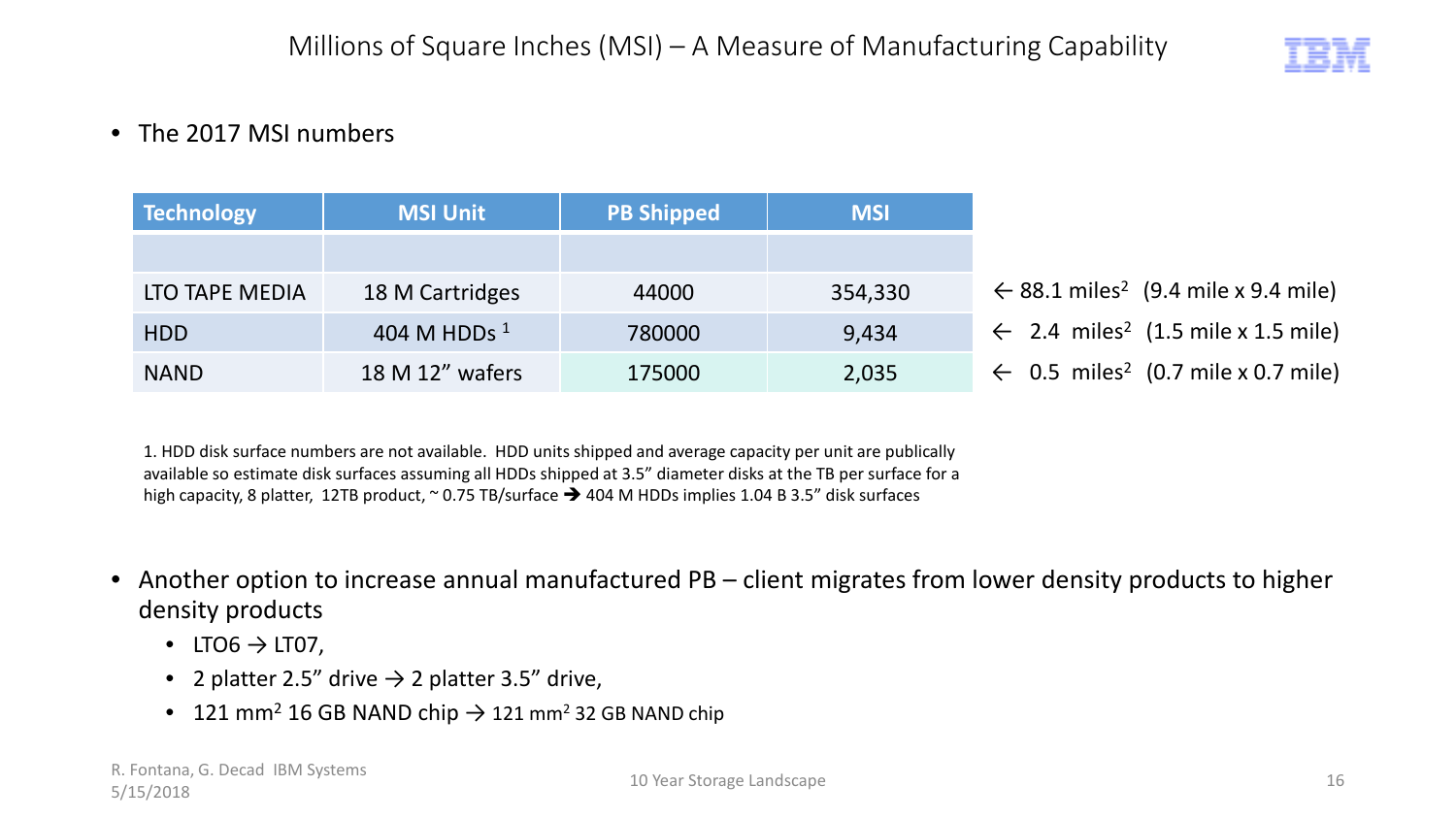# Millions of Square Inches (MSI) – A Measure of Manufacturing Capability

- The 2017 MSI numbers

| Technology | MSI Unit | PB Shipped | MSI | |
|---|---|---|---|---|
| | | | | |
| LTO TAPE MEDIA | 18 M Cartridges | 44000 | 354,330 | ← 88.1 miles$^2$ (9.4 mile x 9.4 mile) |
| HDD | 404 M HDDs [1] | 780000 | 9,434 | ← 2.4 miles$^2$ (1.5 mile x 1.5 mile) |
| NAND | 18 M 12" wafers | 175000 | 2,035 | ← 0.5 miles$^2$ (0.7 mile x 0.7 mile) |

1. HDD disk surface numbers are not available. HDD units shipped and average capacity per unit are publically available so estimate disk surfaces assuming all HDDs shipped at 3.5" diameter disks at the TB per surface for a high capacity, 8 platter, 12TB product, ~ 0.75 TB/surface → 404 M HDDs implies 1.04 B 3.5" disk surfaces

- Another option to increase annual manufactured PB – client migrates from lower density products to higher density products
  - LTO6 → LTO7,
  - 2 platter 2.5" drive → 2 platter 3.5" drive,
  - 121 mm$^2$ 16 GB NAND chip → 121 mm$^2$ 32 GB NAND chip

R. Fontana, G. Decad IBM Systems
5/15/2018

10 Year Storage Landscape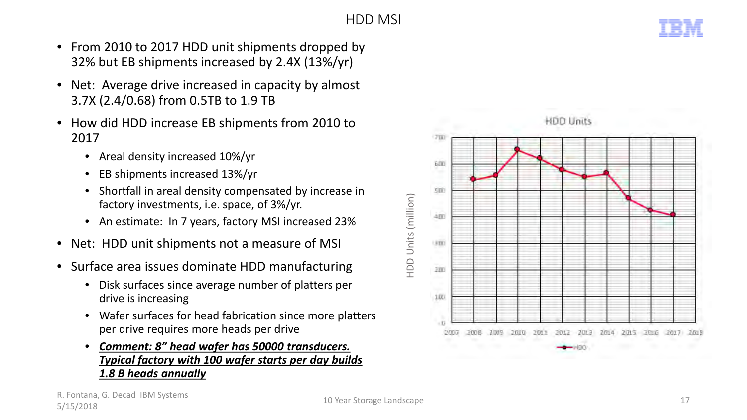# HDD MSI

- From 2010 to 2017 HDD unit shipments dropped by 32% but EB shipments increased by 2.4X (13%/yr)
- Net: Average drive increased in capacity by almost 3.7X (2.4/0.68) from 0.5TB to 1.9 TB
- How did HDD increase EB shipments from 2010 to 2017
  - Areal density increased 10%/yr
  - EB shipments increased 13%/yr
  - Shortfall in areal density compensated by increase in factory investments, i.e. space, of 3%/yr.
  - An estimate: In 7 years, factory MSI increased 23%
- Net: HDD unit shipments not a measure of MSI
- Surface area issues dominate HDD manufacturing
  - Disk surfaces since average number of platters per drive is increasing
  - Wafer surfaces for head fabrication since more platters per drive requires more heads per drive
  - ***Comment: 8" head wafer has 50000 transducers. Typical factory with 100 wafer starts per day builds 1.8 B heads annually***

HDD Units

HDD Units (million)

0, 100, 200, 300, 400, 500, 600, 700

2007, 2008, 2009, 2010, 2011, 2012, 2013, 2014, 2015, 2016, 2017, 2018

HDD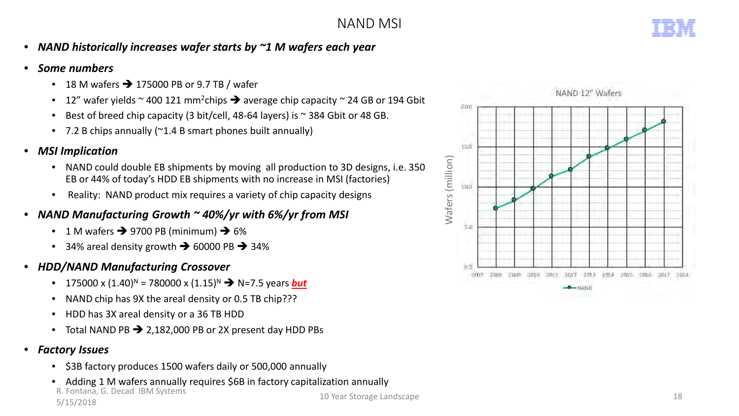# NAND MSI

- ***NAND historically increases wafer starts by ~1 M wafers each year***
- ***Some numbers***
  - 18 M wafers ➔ 175000 PB or 9.7 TB / wafer
  - 12" wafer yields ~ 400 121 $mm^2$chips ➔ average chip capacity ~ 24 GB or 194 Gbit
  - Best of breed chip capacity (3 bit/cell, 48-64 layers) is ~ 384 Gbit or 48 GB.
  - 7.2 B chips annually (~1.4 B smart phones built annually)
- ***MSI Implication***
  - NAND could double EB shipments by moving all production to 3D designs, i.e. 350 EB or 44% of today's HDD EB shipments with no increase in MSI (factories)
  - Reality: NAND product mix requires a variety of chip capacity designs
- ***NAND Manufacturing Growth ~ 40%/yr with 6%/yr from MSI***
  - 1 M wafers ➔ 9700 PB (minimum) ➔ 6%
  - 34% areal density growth ➔ 60000 PB ➔ 34%
- ***HDD/NAND Manufacturing Crossover***
  - 175000 x $(1.40)^N$ = 780000 x $(1.15)^N$ ➔ N=7.5 years ***but***
  - NAND chip has 9X the areal density or 0.5 TB chip???
  - HDD has 3X areal density or a 36 TB HDD
  - Total NAND PB ➔ 2,182,000 PB or 2X present day HDD PBs
- ***Factory Issues***
  - $3B factory produces 1500 wafers daily or 500,000 annually
  - Adding 1 M wafers annually requires $6B in factory capitalization annually

NAND 12" Wafers

Wafers (million)

| Year | 2008 | 2009 | 2010 | 2011 | 2012 | 2013 | 2014 | 2015 | 2016 | 2017 |
|---|---|---|---|---|---|---|---|---|---|---|
| NAND | ~7.3 | ~8.3 | ~9.8 | ~11.3 | ~12.1 | ~13.7 | ~14.8 | ~15.9 | ~16.9 | ~18.0 |

R. Fontana, G. Decad IBM Systems
5/15/2018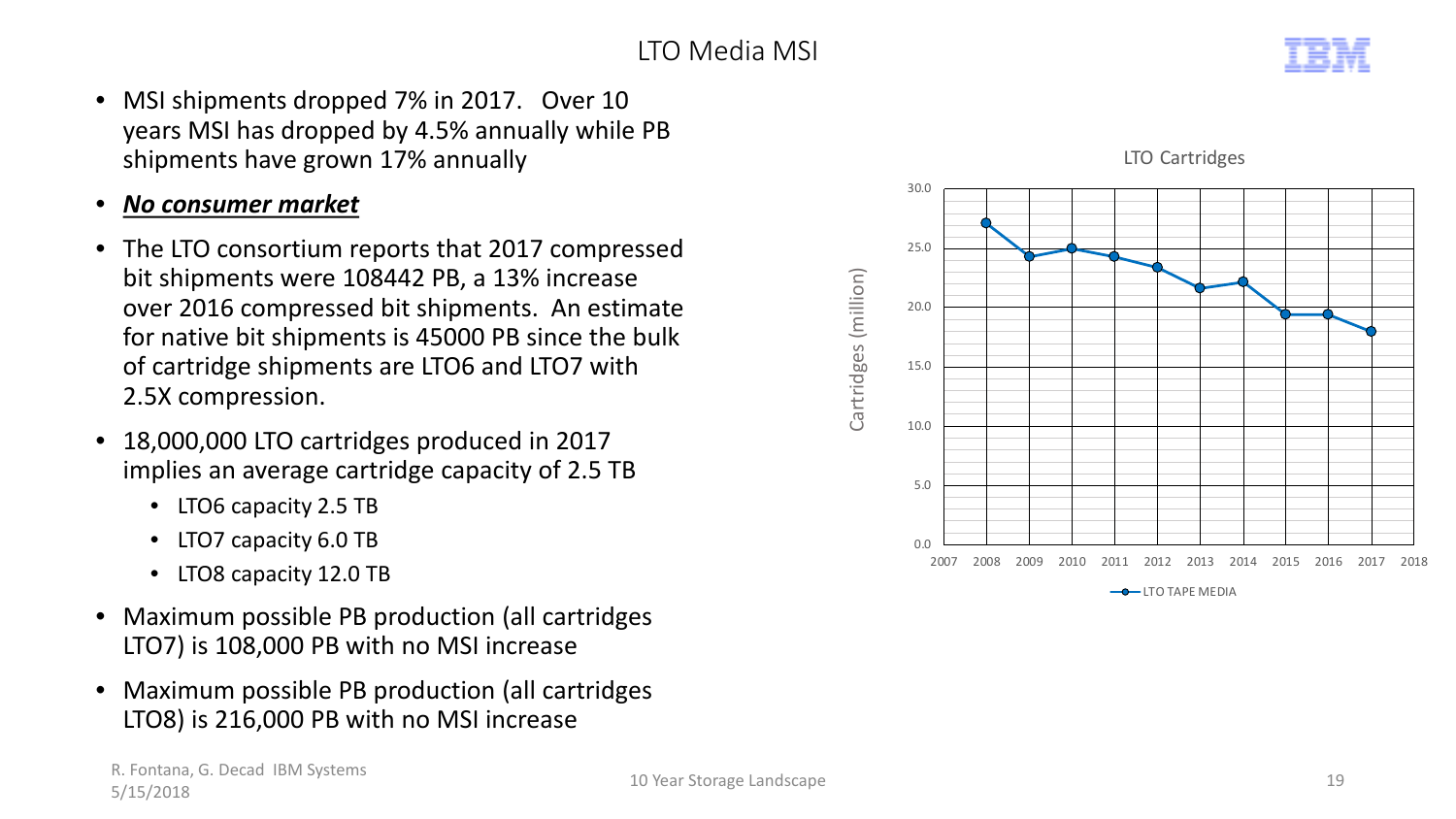# LTO Media MSI

- MSI shipments dropped 7% in 2017. Over 10 years MSI has dropped by 4.5% annually while PB shipments have grown 17% annually
- ***No consumer market***
- The LTO consortium reports that 2017 compressed bit shipments were 108442 PB, a 13% increase over 2016 compressed bit shipments. An estimate for native bit shipments is 45000 PB since the bulk of cartridge shipments are LTO6 and LTO7 with 2.5X compression.
- 18,000,000 LTO cartridges produced in 2017 implies an average cartridge capacity of 2.5 TB
  - LTO6 capacity 2.5 TB
  - LTO7 capacity 6.0 TB
  - LTO8 capacity 12.0 TB
- Maximum possible PB production (all cartridges LTO7) is 108,000 PB with no MSI increase
- Maximum possible PB production (all cartridges LTO8) is 216,000 PB with no MSI increase

LTO Cartridges

Cartridges (million)

LTO TAPE MEDIA

R. Fontana, G. Decad IBM Systems
5/15/2018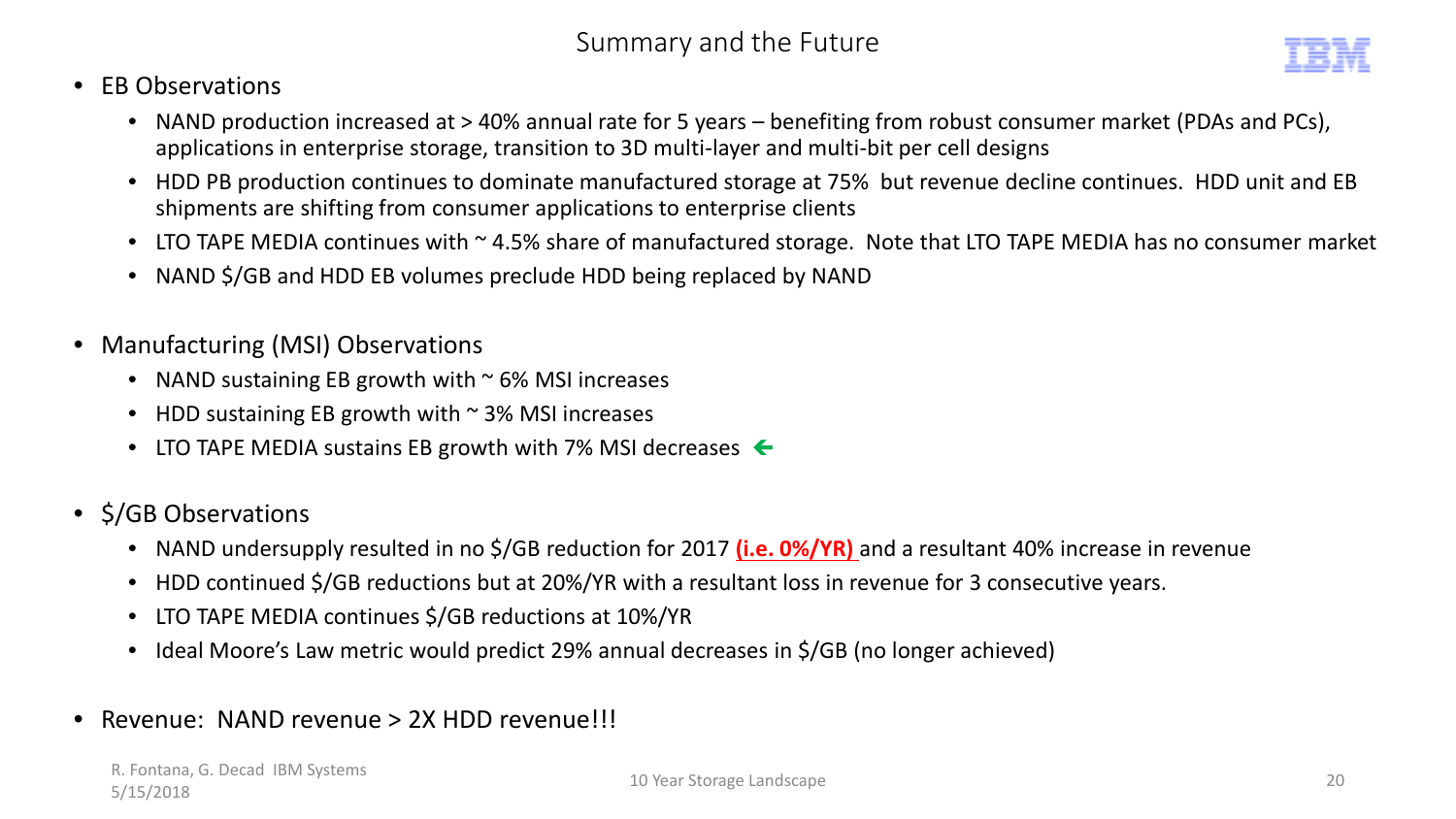# Summary and the Future

- EB Observations
  - NAND production increased at > 40% annual rate for 5 years – benefiting from robust consumer market (PDAs and PCs), applications in enterprise storage, transition to 3D multi-layer and multi-bit per cell designs
  - HDD PB production continues to dominate manufactured storage at 75% but revenue decline continues. HDD unit and EB shipments are shifting from consumer applications to enterprise clients
  - LTO TAPE MEDIA continues with ~ 4.5% share of manufactured storage. Note that LTO TAPE MEDIA has no consumer market
  - NAND $/GB and HDD EB volumes preclude HDD being replaced by NAND

- Manufacturing (MSI) Observations
  - NAND sustaining EB growth with ~ 6% MSI increases
  - HDD sustaining EB growth with ~ 3% MSI increases
  - LTO TAPE MEDIA sustains EB growth with 7% MSI decreases ←

- $/GB Observations
  - NAND undersupply resulted in no $/GB reduction for 2017 **(i.e. 0%/YR)** and a resultant 40% increase in revenue
  - HDD continued $/GB reductions but at 20%/YR with a resultant loss in revenue for 3 consecutive years.
  - LTO TAPE MEDIA continues $/GB reductions at 10%/YR
  - Ideal Moore's Law metric would predict 29% annual decreases in $/GB (no longer achieved)

- Revenue: NAND revenue > 2X HDD revenue!!!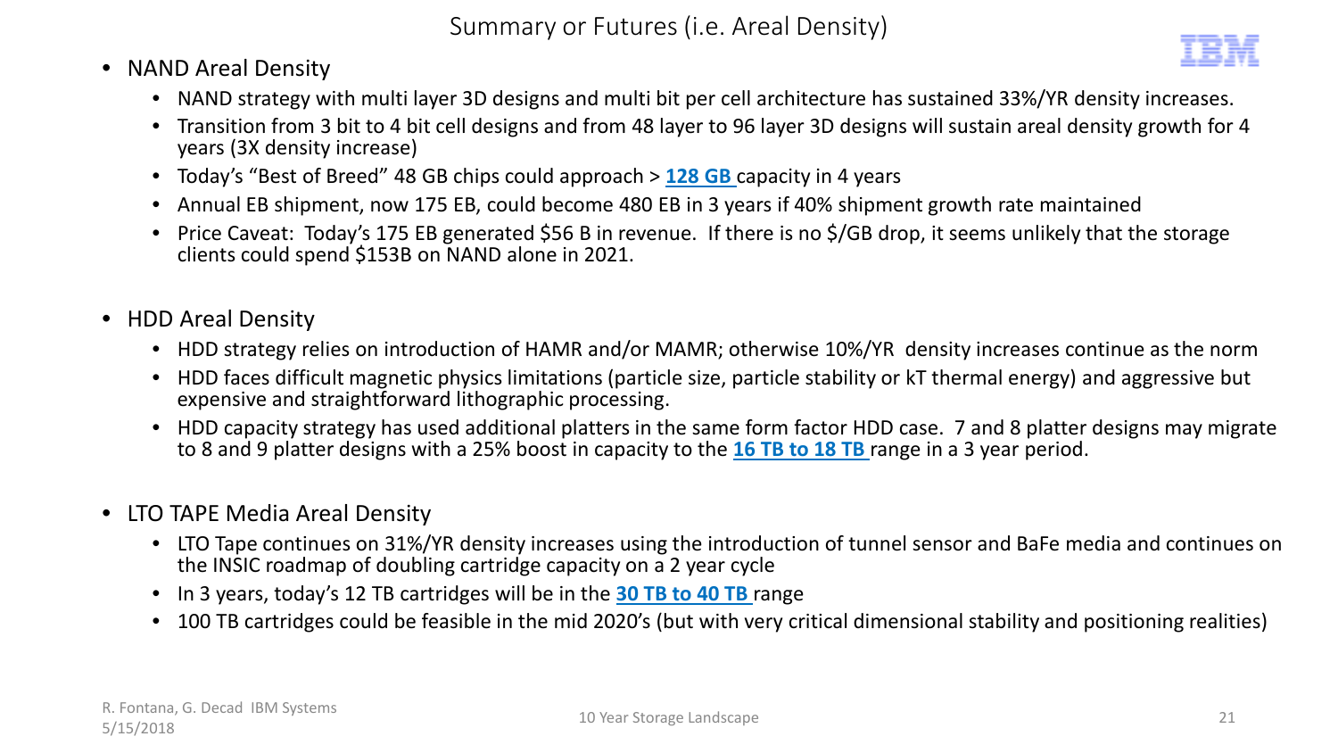# Summary or Futures (i.e. Areal Density)

- NAND Areal Density
  - NAND strategy with multi layer 3D designs and multi bit per cell architecture has sustained 33%/YR density increases.
  - Transition from 3 bit to 4 bit cell designs and from 48 layer to 96 layer 3D designs will sustain areal density growth for 4 years (3X density increase)
  - Today's "Best of Breed" 48 GB chips could approach > **128 GB** capacity in 4 years
  - Annual EB shipment, now 175 EB, could become 480 EB in 3 years if 40% shipment growth rate maintained
  - Price Caveat: Today's 175 EB generated $56 B in revenue. If there is no $/GB drop, it seems unlikely that the storage clients could spend $153B on NAND alone in 2021.

- HDD Areal Density
  - HDD strategy relies on introduction of HAMR and/or MAMR; otherwise 10%/YR density increases continue as the norm
  - HDD faces difficult magnetic physics limitations (particle size, particle stability or kT thermal energy) and aggressive but expensive and straightforward lithographic processing.
  - HDD capacity strategy has used additional platters in the same form factor HDD case. 7 and 8 platter designs may migrate to 8 and 9 platter designs with a 25% boost in capacity to the **16 TB to 18 TB** range in a 3 year period.

- LTO TAPE Media Areal Density
  - LTO Tape continues on 31%/YR density increases using the introduction of tunnel sensor and BaFe media and continues on the INSIC roadmap of doubling cartridge capacity on a 2 year cycle
  - In 3 years, today's 12 TB cartridges will be in the **30 TB to 40 TB** range
  - 100 TB cartridges could be feasible in the mid 2020's (but with very critical dimensional stability and positioning realities)

R. Fontana, G. Decad IBM Systems
5/15/2018

10 Year Storage Landscape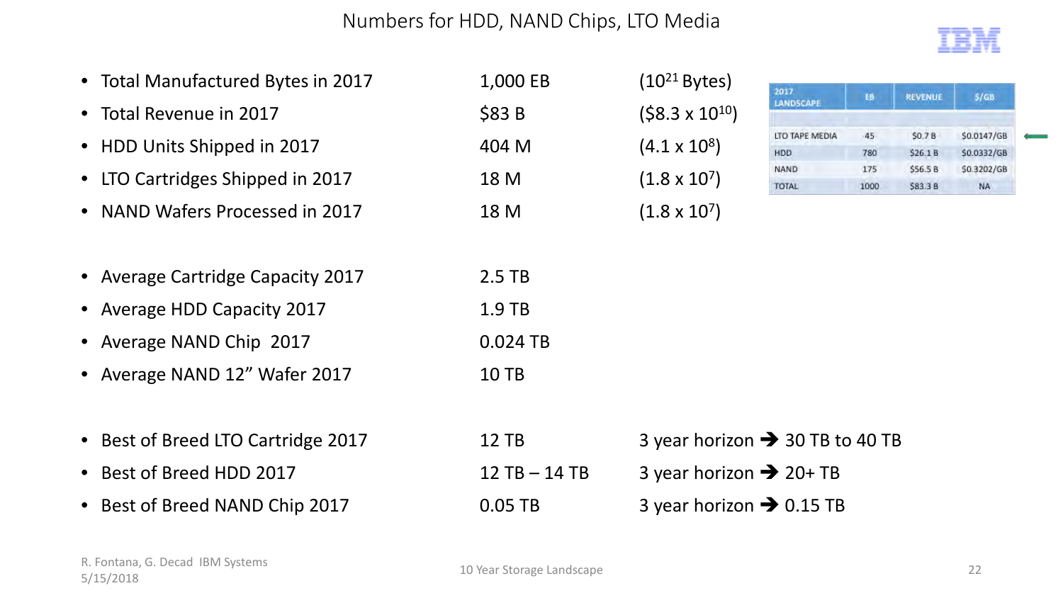# Numbers for HDD, NAND Chips, LTO Media

- Total Manufactured Bytes in 2017 — 1,000 EB — ($10^{21}$ Bytes)
- Total Revenue in 2017 — $83 B — ($\$8.3 \times 10^{10}$)
- HDD Units Shipped in 2017 — 404 M — ($4.1 \times 10^{8}$)
- LTO Cartridges Shipped in 2017 — 18 M — ($1.8 \times 10^{7}$)
- NAND Wafers Processed in 2017 — 18 M — ($1.8 \times 10^{7}$)

| 2017 LANDSCAPE | EB | REVENUE | $/GB |
|---|---|---|---|
| LTO TAPE MEDIA | 45 | $0.7 B | $0.0147/GB |
| HDD | 780 | $26.1 B | $0.0332/GB |
| NAND | 175 | $56.5 B | $0.3202/GB |
| TOTAL | 1000 | $83.3 B | NA |

- Average Cartridge Capacity 2017 — 2.5 TB
- Average HDD Capacity 2017 — 1.9 TB
- Average NAND Chip 2017 — 0.024 TB
- Average NAND 12” Wafer 2017 — 10 TB

- Best of Breed LTO Cartridge 2017 — 12 TB — 3 year horizon → 30 TB to 40 TB
- Best of Breed HDD 2017 — 12 TB – 14 TB — 3 year horizon → 20+ TB
- Best of Breed NAND Chip 2017 — 0.05 TB — 3 year horizon → 0.15 TB

R. Fontana, G. Decad IBM Systems
5/15/2018